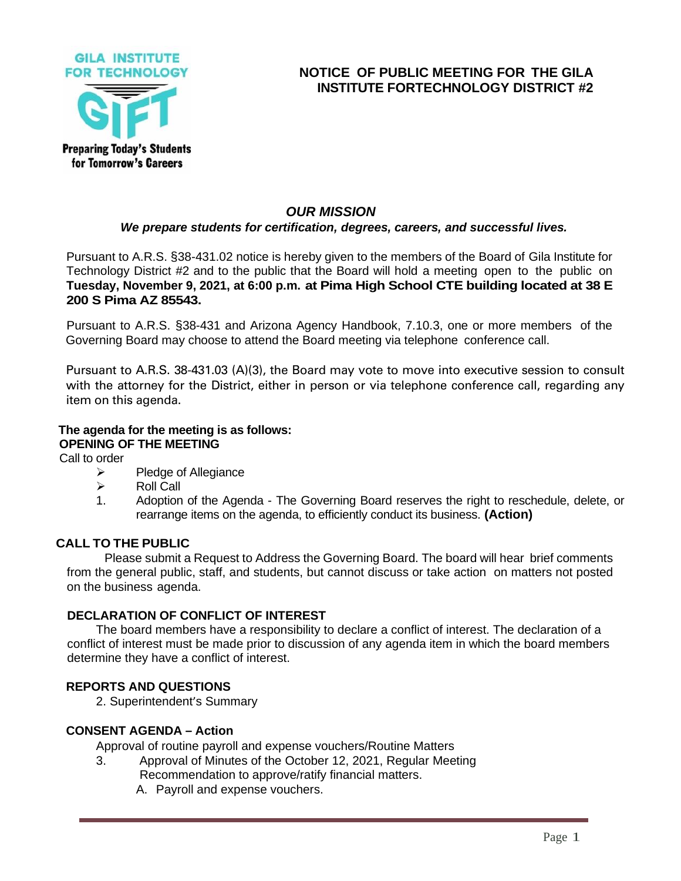GILA INSTITUTE FOR TECHNOLOGY

GIFT

Preparing Today's Students for Tomorrow's Careers

# NOTICE OF PUBLIC MEETING FOR THE GILA INSTITUTE FORTECHNOLOGY DISTRICT #2

## *OUR MISSION*

***We prepare students for certification, degrees, careers, and successful lives.***

Pursuant to A.R.S. §38-431.02 notice is hereby given to the members of the Board of Gila Institute for Technology District #2 and to the public that the Board will hold a meeting open to the public on **Tuesday, November 9, 2021, at 6:00 p.m. at Pima High School CTE building located at 38 E 200 S Pima AZ 85543.**

Pursuant to A.R.S. §38-431 and Arizona Agency Handbook, 7.10.3, one or more members of the Governing Board may choose to attend the Board meeting via telephone conference call.

Pursuant to A.R.S. 38-431.03 (A)(3), the Board may vote to move into executive session to consult with the attorney for the District, either in person or via telephone conference call, regarding any item on this agenda.

**The agenda for the meeting is as follows:**

**OPENING OF THE MEETING**

Call to order

- Pledge of Allegiance
- Roll Call

1. Adoption of the Agenda - The Governing Board reserves the right to reschedule, delete, or rearrange items on the agenda, to efficiently conduct its business. **(Action)**

**CALL TO THE PUBLIC**

Please submit a Request to Address the Governing Board. The board will hear brief comments from the general public, staff, and students, but cannot discuss or take action on matters not posted on the business agenda.

**DECLARATION OF CONFLICT OF INTEREST**

The board members have a responsibility to declare a conflict of interest. The declaration of a conflict of interest must be made prior to discussion of any agenda item in which the board members determine they have a conflict of interest.

**REPORTS AND QUESTIONS**

2. Superintendent's Summary

**CONSENT AGENDA – Action**

Approval of routine payroll and expense vouchers/Routine Matters

3. Approval of Minutes of the October 12, 2021, Regular Meeting
   Recommendation to approve/ratify financial matters.
   A. Payroll and expense vouchers.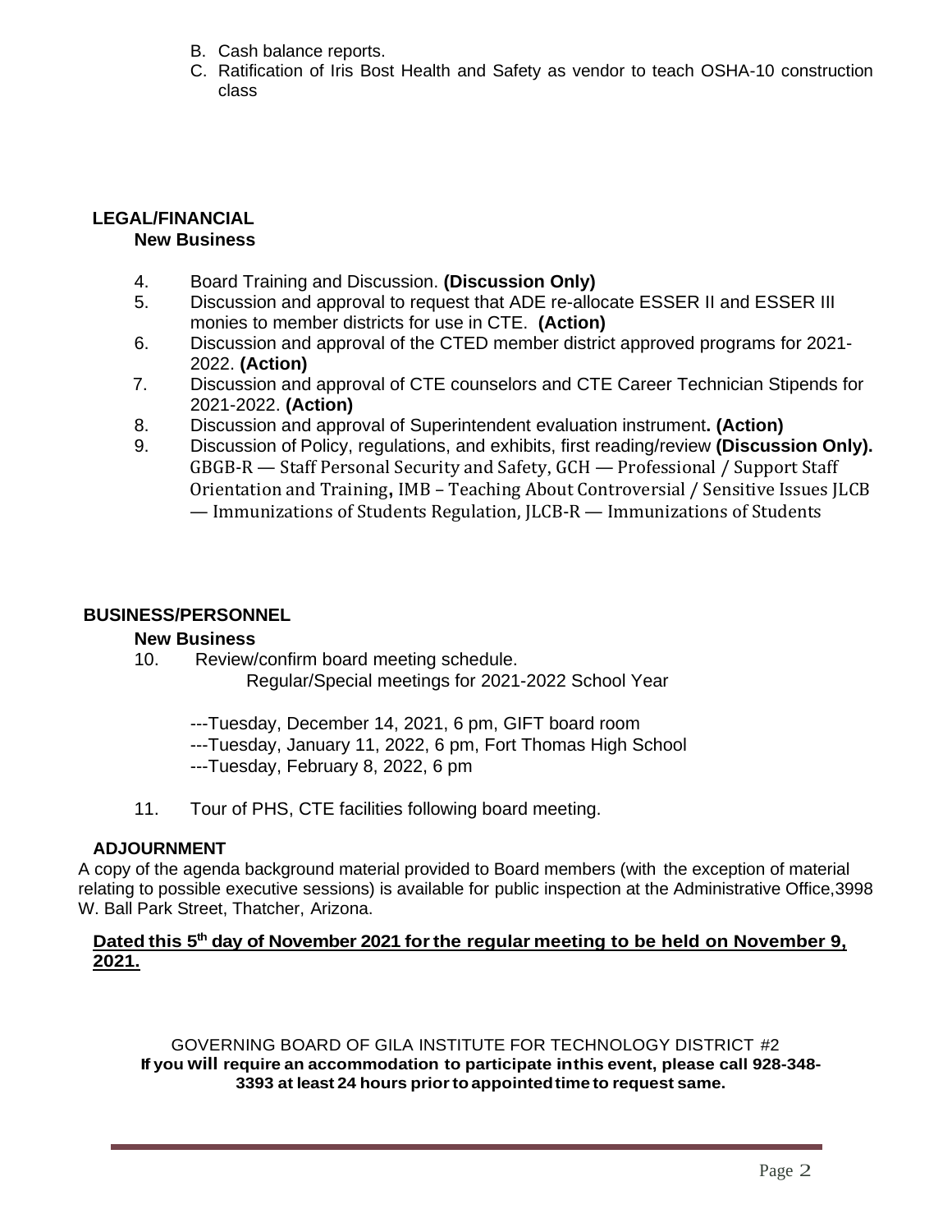B. Cash balance reports.
C. Ratification of Iris Bost Health and Safety as vendor to teach OSHA-10 construction class

## LEGAL/FINANCIAL

### New Business

4. Board Training and Discussion. **(Discussion Only)**
5. Discussion and approval to request that ADE re-allocate ESSER II and ESSER III monies to member districts for use in CTE. **(Action)**
6. Discussion and approval of the CTED member district approved programs for 2021-2022. **(Action)**
7. Discussion and approval of CTE counselors and CTE Career Technician Stipends for 2021-2022. **(Action)**
8. Discussion and approval of Superintendent evaluation instrument**. (Action)**
9. Discussion of Policy, regulations, and exhibits, first reading/review **(Discussion Only).** GBGB-R — Staff Personal Security and Safety, GCH — Professional / Support Staff Orientation and Training**,** IMB – Teaching About Controversial / Sensitive Issues JLCB — Immunizations of Students Regulation, JLCB-R — Immunizations of Students

## BUSINESS/PERSONNEL

### New Business

10. Review/confirm board meeting schedule.
    Regular/Special meetings for 2021-2022 School Year

    ---Tuesday, December 14, 2021, 6 pm, GIFT board room
    ---Tuesday, January 11, 2022, 6 pm, Fort Thomas High School
    ---Tuesday, February 8, 2022, 6 pm

11. Tour of PHS, CTE facilities following board meeting.

## ADJOURNMENT

A copy of the agenda background material provided to Board members (with the exception of material relating to possible executive sessions) is available for public inspection at the Administrative Office,3998 W. Ball Park Street, Thatcher, Arizona.

**Dated this 5th day of November 2021 for the regular meeting to be held on November 9, 2021.**

GOVERNING BOARD OF GILA INSTITUTE FOR TECHNOLOGY DISTRICT #2

**If you will require an accommodation to participate in this event, please call 928-348-3393 at least 24 hours prior to appointed time to request same.**